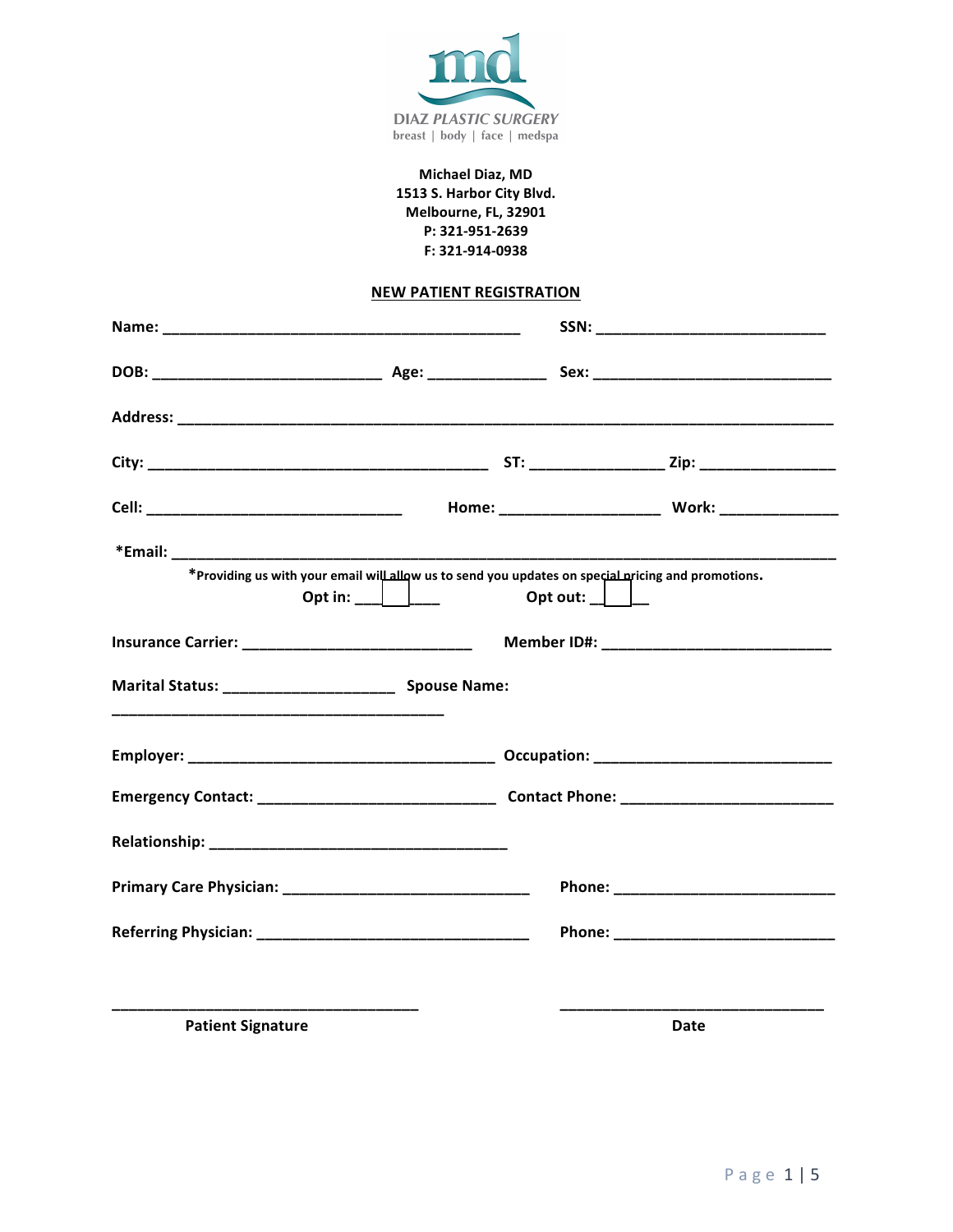DIAZ PLASTIC SURGERY
breast | body | face | medspa

**Michael Diaz, MD**
**1513 S. Harbor City Blvd.**
**Melbourne, FL, 32901**
**P: 321-951-2639**
**F: 321-914-0938**

## NEW PATIENT REGISTRATION

**Name:** ___________________________________________ **SSN:** ___________________________

**DOB:** ___________________________ **Age:** ______________ **Sex:** ____________________________

**Address:** ______________________________________________________________________________

**City:** ________________________________________ **ST:** ________________ **Zip:** ________________

**Cell:** ______________________________ **Home:** ___________________ **Work:** ______________

**\*Email:** ______________________________________________________________________________

*Providing us with your email will allow us to send you updates on special pricing and promotions.

**Opt in:** ☐ **Opt out:** ☐

**Insurance Carrier:** ___________________________ **Member ID#:** ___________________________

**Marital Status:** ____________________ **Spouse Name:** _______________________________________

**Employer:** ____________________________________ **Occupation:** ____________________________

**Emergency Contact:** ____________________________ **Contact Phone:** _________________________

**Relationship:** ___________________________________

**Primary Care Physician:** _____________________________ **Phone:** __________________________

**Referring Physician:** _________________________________ **Phone:** __________________________

____________________________________ ________________________________
**Patient Signature** **Date**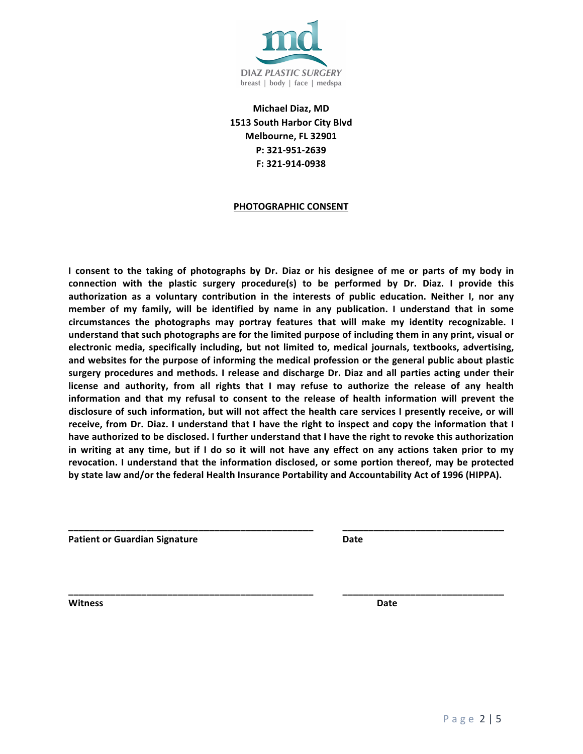DIAZ PLASTIC SURGERY
breast | body | face | medspa

**Michael Diaz, MD**
**1513 South Harbor City Blvd**
**Melbourne, FL 32901**
**P: 321-951-2639**
**F: 321-914-0938**

## PHOTOGRAPHIC CONSENT

**I consent to the taking of photographs by Dr. Diaz or his designee of me or parts of my body in connection with the plastic surgery procedure(s) to be performed by Dr. Diaz. I provide this authorization as a voluntary contribution in the interests of public education. Neither I, nor any member of my family, will be identified by name in any publication. I understand that in some circumstances the photographs may portray features that will make my identity recognizable. I understand that such photographs are for the limited purpose of including them in any print, visual or electronic media, specifically including, but not limited to, medical journals, textbooks, advertising, and websites for the purpose of informing the medical profession or the general public about plastic surgery procedures and methods. I release and discharge Dr. Diaz and all parties acting under their license and authority, from all rights that I may refuse to authorize the release of any health information and that my refusal to consent to the release of health information will prevent the disclosure of such information, but will not affect the health care services I presently receive, or will receive, from Dr. Diaz. I understand that I have the right to inspect and copy the information that I have authorized to be disclosed. I further understand that I have the right to revoke this authorization in writing at any time, but if I do so it will not have any effect on any actions taken prior to my revocation. I understand that the information disclosed, or some portion thereof, may be protected by state law and/or the federal Health Insurance Portability and Accountability Act of 1996 (HIPPA).**

_______________________________________________ _______________________________

**Patient or Guardian Signature** **Date**

_______________________________________________ _______________________________

**Witness** **Date**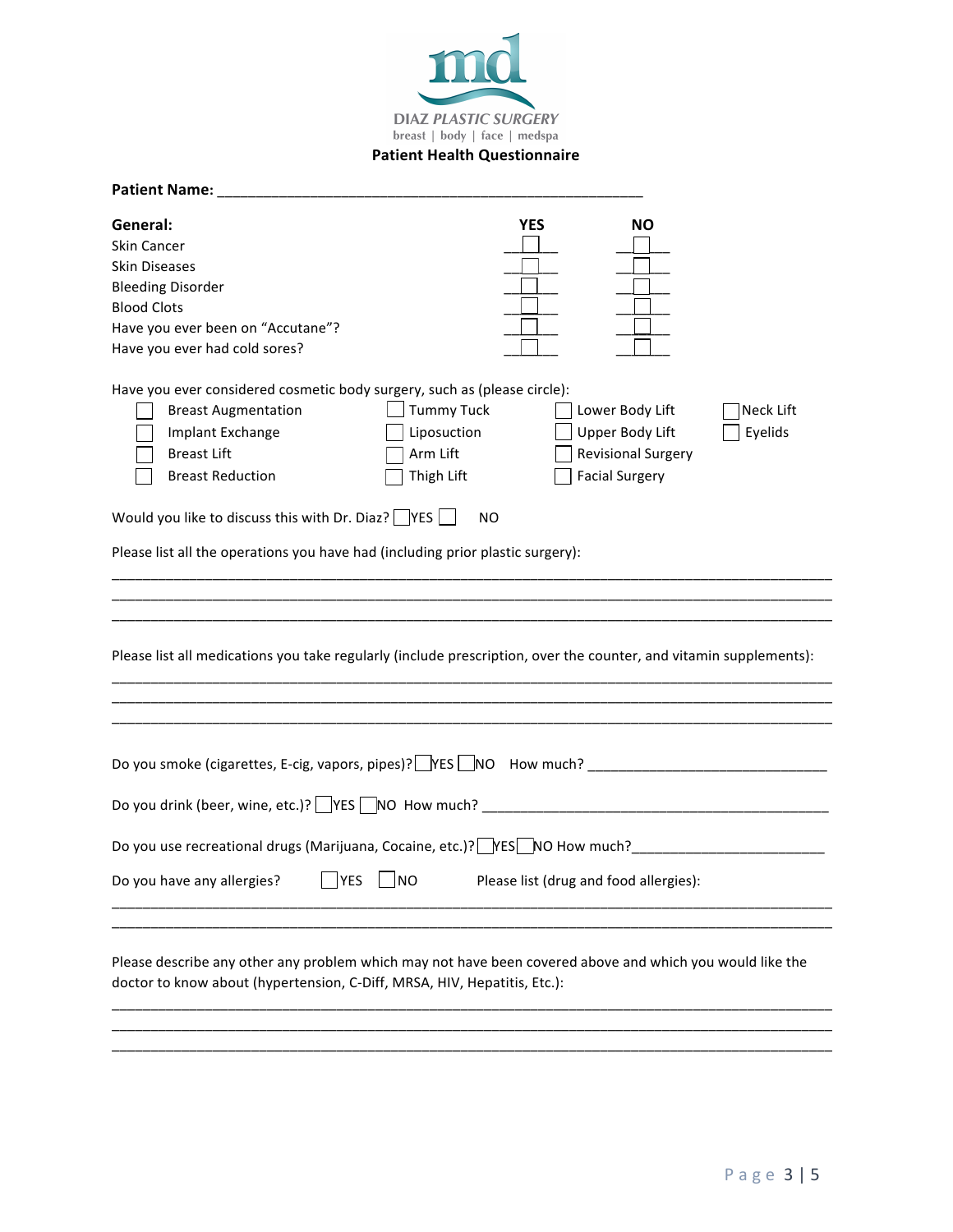DIAZ PLASTIC SURGERY

breast | body | face | medspa

**Patient Health Questionnaire**

**Patient Name:** ______________________________________________________

| **General:** | **YES** | **NO** |
|---|---|---|
| Skin Cancer | ☐ | ☐ |
| Skin Diseases | ☐ | ☐ |
| Bleeding Disorder | ☐ | ☐ |
| Blood Clots | ☐ | ☐ |
| Have you ever been on "Accutane"? | ☐ | ☐ |
| Have you ever had cold sores? | ☐ | ☐ |

Have you ever considered cosmetic body surgery, such as (please circle):

| | | | |
|---|---|---|---|
| ☐ Breast Augmentation | ☐ Tummy Tuck | ☐ Lower Body Lift | ☐ Neck Lift |
| ☐ Implant Exchange | ☐ Liposuction | ☐ Upper Body Lift | ☐ Eyelids |
| ☐ Breast Lift | ☐ Arm Lift | ☐ Revisional Surgery | |
| ☐ Breast Reduction | ☐ Thigh Lift | ☐ Facial Surgery | |

Would you like to discuss this with Dr. Diaz? ☐ YES ☐ NO

Please list all the operations you have had (including prior plastic surgery):

______________________________________________________________________________________

______________________________________________________________________________________

______________________________________________________________________________________

Please list all medications you take regularly (include prescription, over the counter, and vitamin supplements):

______________________________________________________________________________________

______________________________________________________________________________________

______________________________________________________________________________________

Do you smoke (cigarettes, E-cig, vapors, pipes)? ☐ YES ☐ NO How much? ______________________________

Do you drink (beer, wine, etc.)? ☐ YES ☐ NO How much? ______________________________________________

Do you use recreational drugs (Marijuana, Cocaine, etc.)? ☐ YES ☐ NO How much? _________________________

Do you have any allergies? ☐ YES ☐ NO Please list (drug and food allergies):

______________________________________________________________________________________

______________________________________________________________________________________

Please describe any other any problem which may not have been covered above and which you would like the doctor to know about (hypertension, C-Diff, MRSA, HIV, Hepatitis, Etc.):

______________________________________________________________________________________

______________________________________________________________________________________

______________________________________________________________________________________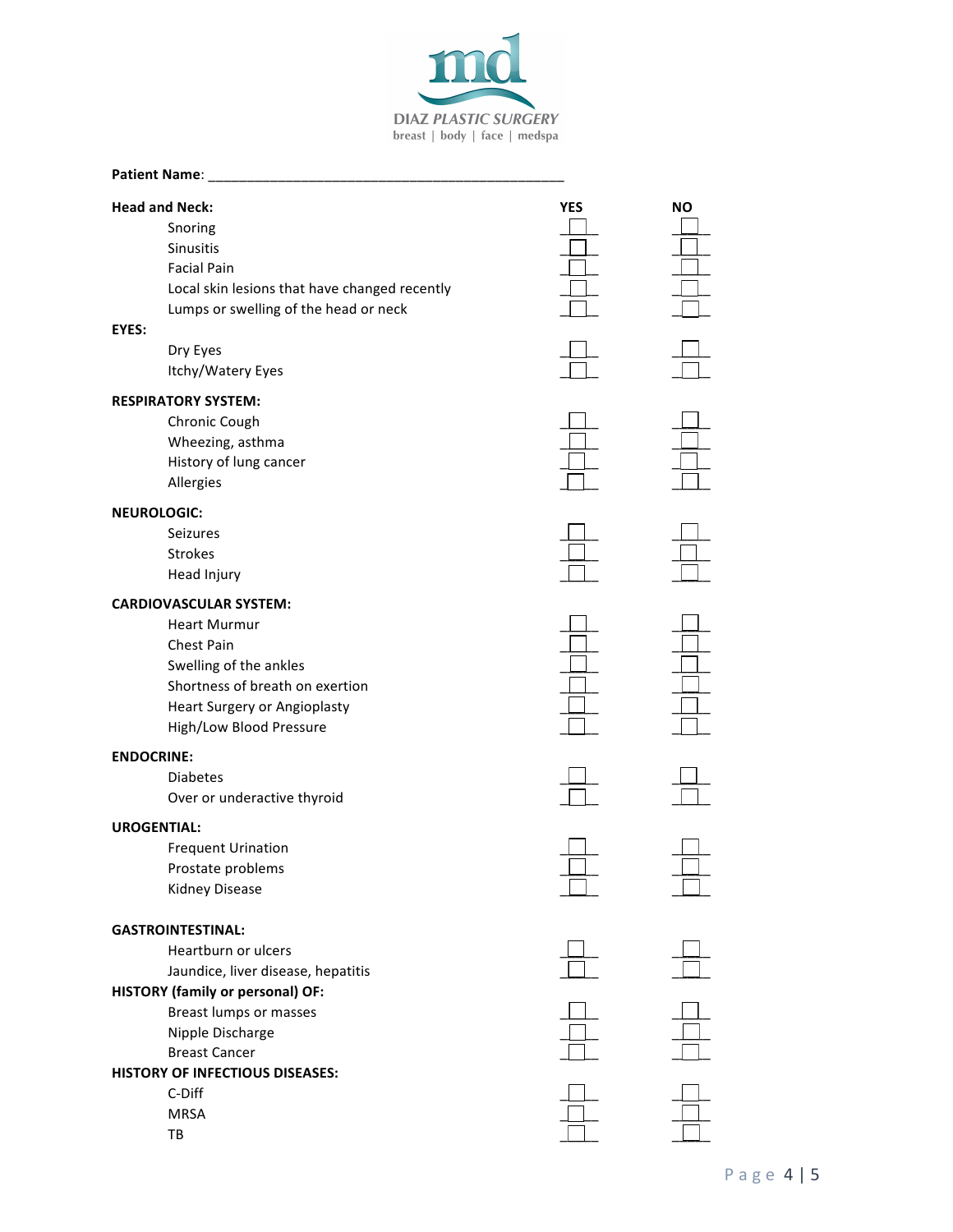DIAZ PLASTIC SURGERY
breast | body | face | medspa

**Patient Name**: ______________________________________________

| | YES | NO |
|---|---|---|
| **Head and Neck:** | | |
| Snoring | ☐ | ☐ |
| Sinusitis | ☐ | ☐ |
| Facial Pain | ☐ | ☐ |
| Local skin lesions that have changed recently | ☐ | ☐ |
| Lumps or swelling of the head or neck | ☐ | ☐ |
| **EYES:** | | |
| Dry Eyes | ☐ | ☐ |
| Itchy/Watery Eyes | ☐ | ☐ |
| **RESPIRATORY SYSTEM:** | | |
| Chronic Cough | ☐ | ☐ |
| Wheezing, asthma | ☐ | ☐ |
| History of lung cancer | ☐ | ☐ |
| Allergies | ☐ | ☐ |
| **NEUROLOGIC:** | | |
| Seizures | ☐ | ☐ |
| Strokes | ☐ | ☐ |
| Head Injury | ☐ | ☐ |
| **CARDIOVASCULAR SYSTEM:** | | |
| Heart Murmur | ☐ | ☐ |
| Chest Pain | ☐ | ☐ |
| Swelling of the ankles | ☐ | ☐ |
| Shortness of breath on exertion | ☐ | ☐ |
| Heart Surgery or Angioplasty | ☐ | ☐ |
| High/Low Blood Pressure | ☐ | ☐ |
| **ENDOCRINE:** | | |
| Diabetes | ☐ | ☐ |
| Over or underactive thyroid | ☐ | ☐ |
| **UROGENTIAL:** | | |
| Frequent Urination | ☐ | ☐ |
| Prostate problems | ☐ | ☐ |
| Kidney Disease | ☐ | ☐ |
| **GASTROINTESTINAL:** | | |
| Heartburn or ulcers | ☐ | ☐ |
| Jaundice, liver disease, hepatitis | ☐ | ☐ |
| **HISTORY (family or personal) OF:** | | |
| Breast lumps or masses | ☐ | ☐ |
| Nipple Discharge | ☐ | ☐ |
| Breast Cancer | ☐ | ☐ |
| **HISTORY OF INFECTIOUS DISEASES:** | | |
| C-Diff | ☐ | ☐ |
| MRSA | ☐ | ☐ |
| TB | ☐ | ☐ |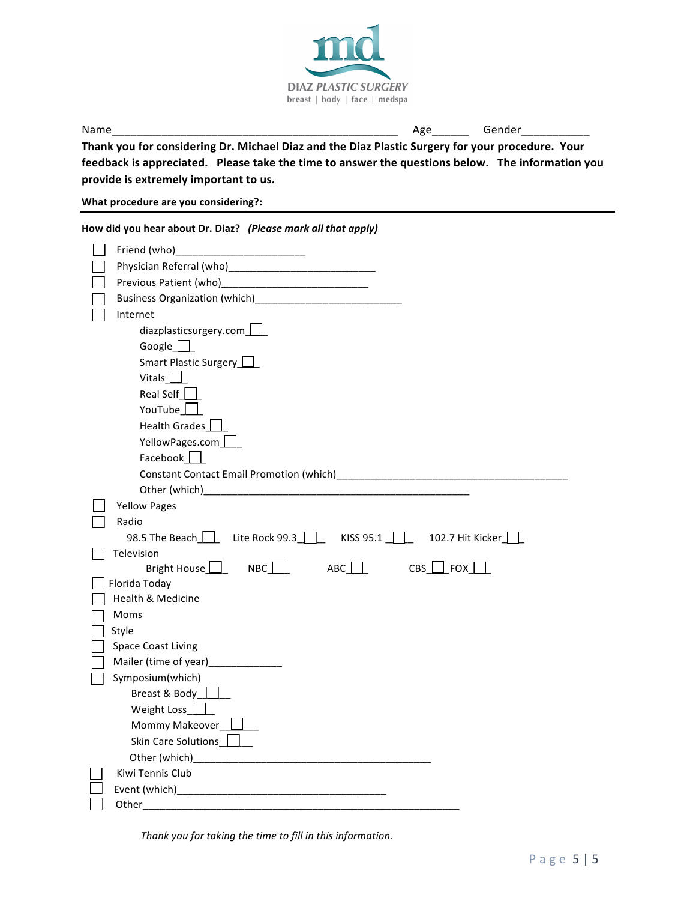DIAZ PLASTIC SURGERY
breast | body | face | medspa

Name_________________________________________________ Age______ Gender___________

**Thank you for considering Dr. Michael Diaz and the Diaz Plastic Surgery for your procedure. Your feedback is appreciated. Please take the time to answer the questions below. The information you provide is extremely important to us.**

**What procedure are you considering?:**

---

**How did you hear about Dr. Diaz?** ***(Please mark all that apply)***

- ☐ Friend (who)_______________________
- ☐ Physician Referral (who)__________________________
- ☐ Previous Patient (who)_________________________
- ☐ Business Organization (which)_________________________
- ☐ Internet
  - diazplasticsurgery.com ☐
  - Google ☐
  - Smart Plastic Surgery ☐
  - Vitals ☐
  - Real Self ☐
  - YouTube ☐
  - Health Grades ☐
  - YellowPages.com ☐
  - Facebook ☐
  - Constant Contact Email Promotion (which)________________________________________
  - Other (which)_______________________________________________
- ☐ Yellow Pages
- ☐ Radio
  - 98.5 The Beach ☐ Lite Rock 99.3 ☐ KISS 95.1 ☐ 102.7 Hit Kicker ☐
- ☐ Television
  - Bright House ☐ NBC ☐ ABC ☐ CBS ☐ FOX ☐
- ☐ Florida Today
- ☐ Health & Medicine
- ☐ Moms
- ☐ Style
- ☐ Space Coast Living
- ☐ Mailer (time of year)_____________
- ☐ Symposium(which)
  - Breast & Body ☐
  - Weight Loss ☐
  - Mommy Makeover ☐
  - Skin Care Solutions ☐
  - Other (which)__________________________________________
- ☐ Kiwi Tennis Club
- ☐ Event (which)____________________________________
- ☐ Other_______________________________________________________

*Thank you for taking the time to fill in this information.*